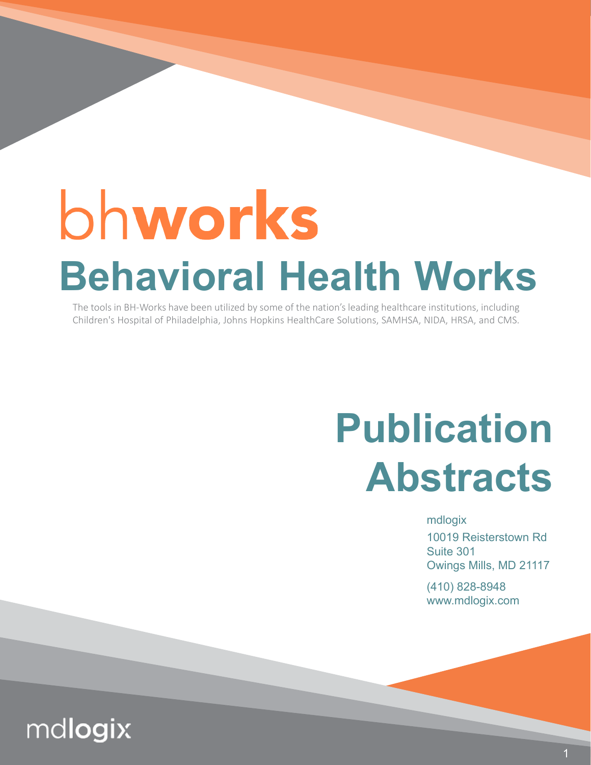# bhworks

# Behavioral Health Works

The tools in BH-Works have been utilized by some of the nation's leading healthcare institutions, including Children's Hospital of Philadelphia, Johns Hopkins HealthCare Solutions, SAMHSA, NIDA, HRSA, and CMS.

# Publication Abstracts

mdlogix
10019 Reisterstown Rd
Suite 301
Owings Mills, MD 21117

(410) 828-8948
www.mdlogix.com

mdlogix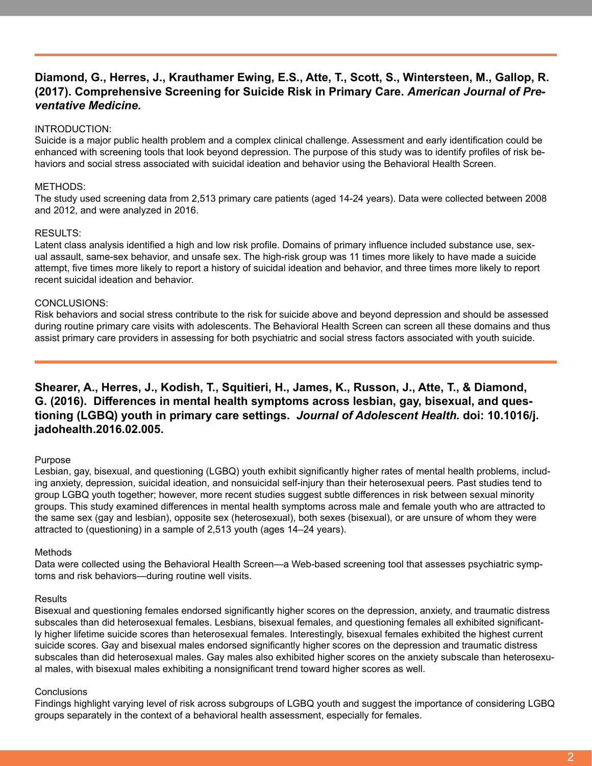**Diamond, G., Herres, J., Krauthamer Ewing, E.S., Atte, T., Scott, S., Wintersteen, M., Gallop, R. (2017). Comprehensive Screening for Suicide Risk in Primary Care. *American Journal of Preventative Medicine.***

INTRODUCTION:
Suicide is a major public health problem and a complex clinical challenge. Assessment and early identification could be enhanced with screening tools that look beyond depression. The purpose of this study was to identify profiles of risk behaviors and social stress associated with suicidal ideation and behavior using the Behavioral Health Screen.

METHODS:
The study used screening data from 2,513 primary care patients (aged 14-24 years). Data were collected between 2008 and 2012, and were analyzed in 2016.

RESULTS:
Latent class analysis identified a high and low risk profile. Domains of primary influence included substance use, sexual assault, same-sex behavior, and unsafe sex. The high-risk group was 11 times more likely to have made a suicide attempt, five times more likely to report a history of suicidal ideation and behavior, and three times more likely to report recent suicidal ideation and behavior.

CONCLUSIONS:
Risk behaviors and social stress contribute to the risk for suicide above and beyond depression and should be assessed during routine primary care visits with adolescents. The Behavioral Health Screen can screen all these domains and thus assist primary care providers in assessing for both psychiatric and social stress factors associated with youth suicide.

---

**Shearer, A., Herres, J., Kodish, T., Squitieri, H., James, K., Russon, J., Atte, T., & Diamond, G. (2016). Differences in mental health symptoms across lesbian, gay, bisexual, and questioning (LGBQ) youth in primary care settings. *Journal of Adolescent Health.* doi: 10.1016/j.jadohealth.2016.02.005.**

Purpose
Lesbian, gay, bisexual, and questioning (LGBQ) youth exhibit significantly higher rates of mental health problems, including anxiety, depression, suicidal ideation, and nonsuicidal self-injury than their heterosexual peers. Past studies tend to group LGBQ youth together; however, more recent studies suggest subtle differences in risk between sexual minority groups. This study examined differences in mental health symptoms across male and female youth who are attracted to the same sex (gay and lesbian), opposite sex (heterosexual), both sexes (bisexual), or are unsure of whom they were attracted to (questioning) in a sample of 2,513 youth (ages 14–24 years).

Methods
Data were collected using the Behavioral Health Screen—a Web-based screening tool that assesses psychiatric symptoms and risk behaviors—during routine well visits.

Results
Bisexual and questioning females endorsed significantly higher scores on the depression, anxiety, and traumatic distress subscales than did heterosexual females. Lesbians, bisexual females, and questioning females all exhibited significantly higher lifetime suicide scores than heterosexual females. Interestingly, bisexual females exhibited the highest current suicide scores. Gay and bisexual males endorsed significantly higher scores on the depression and traumatic distress subscales than did heterosexual males. Gay males also exhibited higher scores on the anxiety subscale than heterosexual males, with bisexual males exhibiting a nonsignificant trend toward higher scores as well.

Conclusions
Findings highlight varying level of risk across subgroups of LGBQ youth and suggest the importance of considering LGBQ groups separately in the context of a behavioral health assessment, especially for females.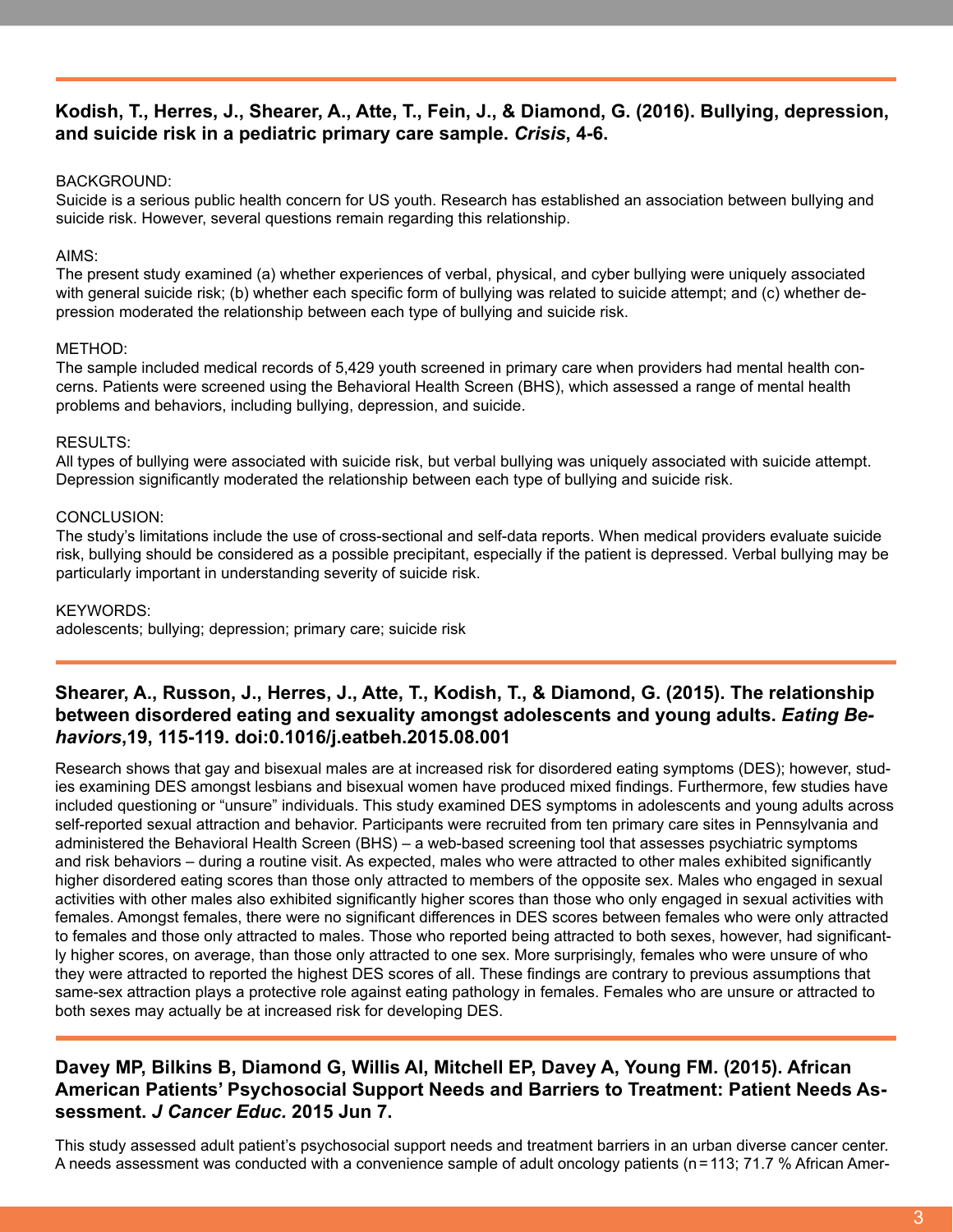### **Kodish, T., Herres, J., Shearer, A., Atte, T., Fein, J., & Diamond, G. (2016). Bullying, depression, and suicide risk in a pediatric primary care sample. *Crisis*, 4-6.**

BACKGROUND:
Suicide is a serious public health concern for US youth. Research has established an association between bullying and suicide risk. However, several questions remain regarding this relationship.

AIMS:
The present study examined (a) whether experiences of verbal, physical, and cyber bullying were uniquely associated with general suicide risk; (b) whether each specific form of bullying was related to suicide attempt; and (c) whether depression moderated the relationship between each type of bullying and suicide risk.

METHOD:
The sample included medical records of 5,429 youth screened in primary care when providers had mental health concerns. Patients were screened using the Behavioral Health Screen (BHS), which assessed a range of mental health problems and behaviors, including bullying, depression, and suicide.

RESULTS:
All types of bullying were associated with suicide risk, but verbal bullying was uniquely associated with suicide attempt. Depression significantly moderated the relationship between each type of bullying and suicide risk.

CONCLUSION:
The study's limitations include the use of cross-sectional and self-data reports. When medical providers evaluate suicide risk, bullying should be considered as a possible precipitant, especially if the patient is depressed. Verbal bullying may be particularly important in understanding severity of suicide risk.

KEYWORDS:
adolescents; bullying; depression; primary care; suicide risk

### **Shearer, A., Russon, J., Herres, J., Atte, T., Kodish, T., & Diamond, G. (2015). The relationship between disordered eating and sexuality amongst adolescents and young adults. *Eating Behaviors*,19, 115-119. doi:0.1016/j.eatbeh.2015.08.001**

Research shows that gay and bisexual males are at increased risk for disordered eating symptoms (DES); however, studies examining DES amongst lesbians and bisexual women have produced mixed findings. Furthermore, few studies have included questioning or "unsure" individuals. This study examined DES symptoms in adolescents and young adults across self-reported sexual attraction and behavior. Participants were recruited from ten primary care sites in Pennsylvania and administered the Behavioral Health Screen (BHS) – a web-based screening tool that assesses psychiatric symptoms and risk behaviors – during a routine visit. As expected, males who were attracted to other males exhibited significantly higher disordered eating scores than those only attracted to members of the opposite sex. Males who engaged in sexual activities with other males also exhibited significantly higher scores than those who only engaged in sexual activities with females. Amongst females, there were no significant differences in DES scores between females who were only attracted to females and those only attracted to males. Those who reported being attracted to both sexes, however, had significantly higher scores, on average, than those only attracted to one sex. More surprisingly, females who were unsure of who they were attracted to reported the highest DES scores of all. These findings are contrary to previous assumptions that same-sex attraction plays a protective role against eating pathology in females. Females who are unsure or attracted to both sexes may actually be at increased risk for developing DES.

### **Davey MP, Bilkins B, Diamond G, Willis AI, Mitchell EP, Davey A, Young FM. (2015). African American Patients' Psychosocial Support Needs and Barriers to Treatment: Patient Needs Assessment. *J Cancer Educ.* 2015 Jun 7.**

This study assessed adult patient's psychosocial support needs and treatment barriers in an urban diverse cancer center. A needs assessment was conducted with a convenience sample of adult oncology patients (n = 113; 71.7 % African Amer-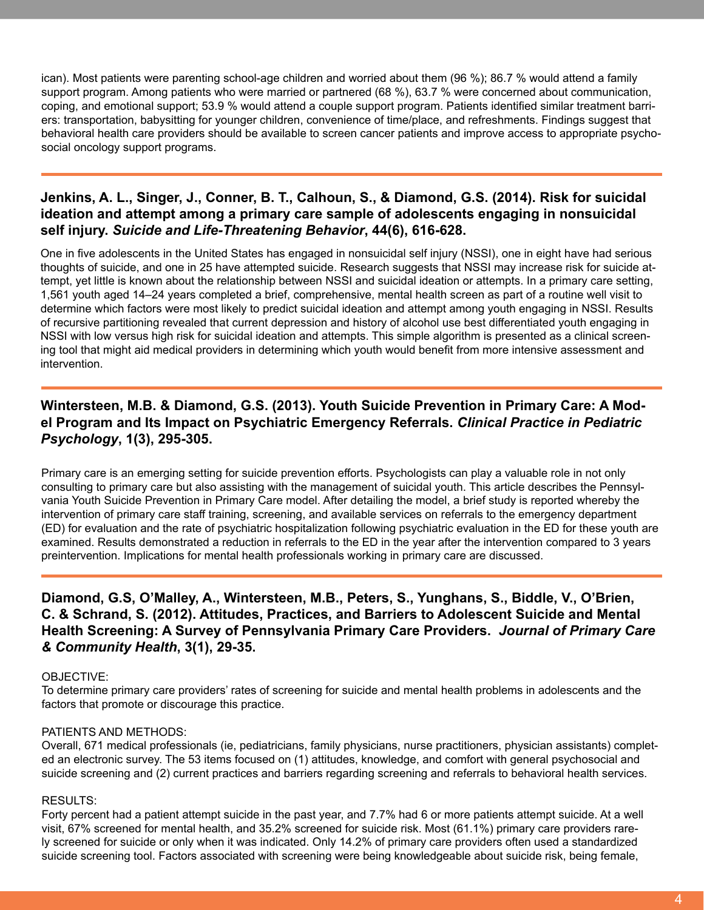ican). Most patients were parenting school-age children and worried about them (96 %); 86.7 % would attend a family support program. Among patients who were married or partnered (68 %), 63.7 % were concerned about communication, coping, and emotional support; 53.9 % would attend a couple support program. Patients identified similar treatment barriers: transportation, babysitting for younger children, convenience of time/place, and refreshments. Findings suggest that behavioral health care providers should be available to screen cancer patients and improve access to appropriate psychosocial oncology support programs.

---

### Jenkins, A. L., Singer, J., Conner, B. T., Calhoun, S., & Diamond, G.S. (2014). Risk for suicidal ideation and attempt among a primary care sample of adolescents engaging in nonsuicidal self injury. *Suicide and Life-Threatening Behavior*, 44(6), 616-628.

One in five adolescents in the United States has engaged in nonsuicidal self injury (NSSI), one in eight have had serious thoughts of suicide, and one in 25 have attempted suicide. Research suggests that NSSI may increase risk for suicide attempt, yet little is known about the relationship between NSSI and suicidal ideation or attempts. In a primary care setting, 1,561 youth aged 14–24 years completed a brief, comprehensive, mental health screen as part of a routine well visit to determine which factors were most likely to predict suicidal ideation and attempt among youth engaging in NSSI. Results of recursive partitioning revealed that current depression and history of alcohol use best differentiated youth engaging in NSSI with low versus high risk for suicidal ideation and attempts. This simple algorithm is presented as a clinical screening tool that might aid medical providers in determining which youth would benefit from more intensive assessment and intervention.

---

### Wintersteen, M.B. & Diamond, G.S. (2013). Youth Suicide Prevention in Primary Care: A Model Program and Its Impact on Psychiatric Emergency Referrals. *Clinical Practice in Pediatric Psychology*, 1(3), 295-305.

Primary care is an emerging setting for suicide prevention efforts. Psychologists can play a valuable role in not only consulting to primary care but also assisting with the management of suicidal youth. This article describes the Pennsylvania Youth Suicide Prevention in Primary Care model. After detailing the model, a brief study is reported whereby the intervention of primary care staff training, screening, and available services on referrals to the emergency department (ED) for evaluation and the rate of psychiatric hospitalization following psychiatric evaluation in the ED for these youth are examined. Results demonstrated a reduction in referrals to the ED in the year after the intervention compared to 3 years preintervention. Implications for mental health professionals working in primary care are discussed.

---

### Diamond, G.S, O'Malley, A., Wintersteen, M.B., Peters, S., Yunghans, S., Biddle, V., O'Brien, C. & Schrand, S. (2012). Attitudes, Practices, and Barriers to Adolescent Suicide and Mental Health Screening: A Survey of Pennsylvania Primary Care Providers. *Journal of Primary Care & Community Health,* 3(1), 29-35.

OBJECTIVE:
To determine primary care providers' rates of screening for suicide and mental health problems in adolescents and the factors that promote or discourage this practice.

PATIENTS AND METHODS:
Overall, 671 medical professionals (ie, pediatricians, family physicians, nurse practitioners, physician assistants) completed an electronic survey. The 53 items focused on (1) attitudes, knowledge, and comfort with general psychosocial and suicide screening and (2) current practices and barriers regarding screening and referrals to behavioral health services.

RESULTS:
Forty percent had a patient attempt suicide in the past year, and 7.7% had 6 or more patients attempt suicide. At a well visit, 67% screened for mental health, and 35.2% screened for suicide risk. Most (61.1%) primary care providers rarely screened for suicide or only when it was indicated. Only 14.2% of primary care providers often used a standardized suicide screening tool. Factors associated with screening were being knowledgeable about suicide risk, being female,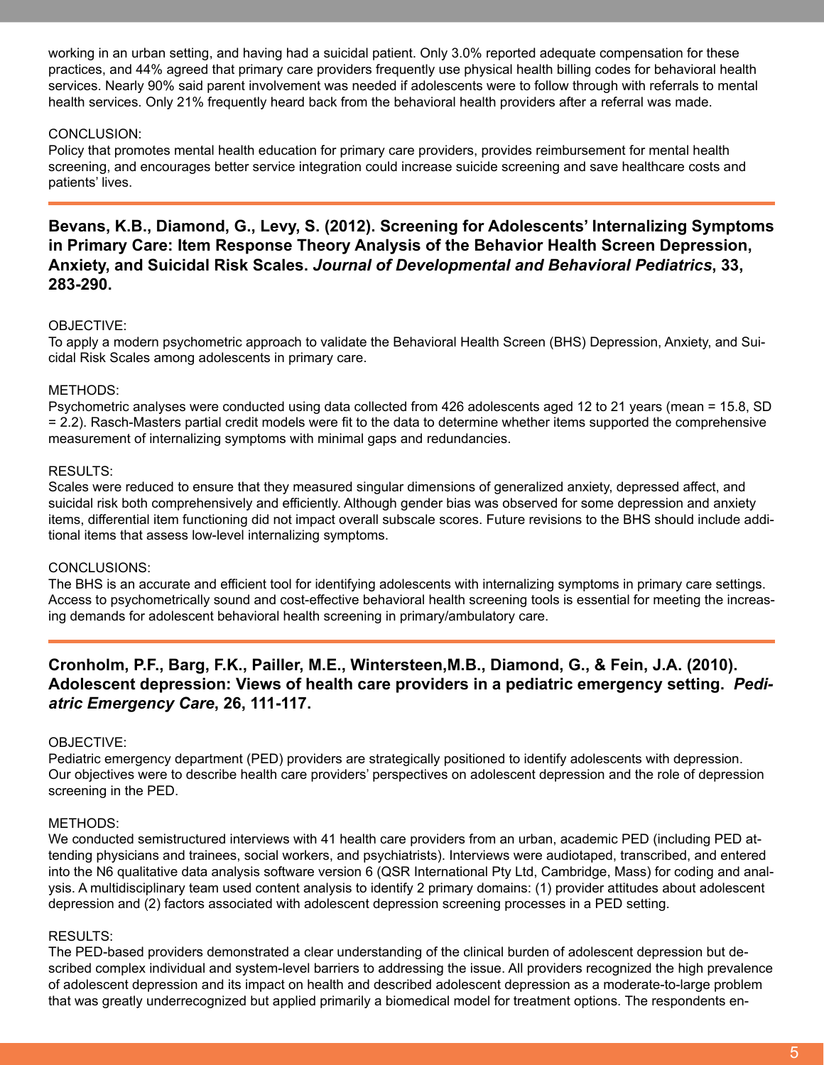working in an urban setting, and having had a suicidal patient. Only 3.0% reported adequate compensation for these practices, and 44% agreed that primary care providers frequently use physical health billing codes for behavioral health services. Nearly 90% said parent involvement was needed if adolescents were to follow through with referrals to mental health services. Only 21% frequently heard back from the behavioral health providers after a referral was made.

CONCLUSION:
Policy that promotes mental health education for primary care providers, provides reimbursement for mental health screening, and encourages better service integration could increase suicide screening and save healthcare costs and patients' lives.

---

### Bevans, K.B., Diamond, G., Levy, S. (2012). Screening for Adolescents' Internalizing Symptoms in Primary Care: Item Response Theory Analysis of the Behavior Health Screen Depression, Anxiety, and Suicidal Risk Scales. *Journal of Developmental and Behavioral Pediatrics*, 33, 283-290.

OBJECTIVE:
To apply a modern psychometric approach to validate the Behavioral Health Screen (BHS) Depression, Anxiety, and Suicidal Risk Scales among adolescents in primary care.

METHODS:
Psychometric analyses were conducted using data collected from 426 adolescents aged 12 to 21 years (mean = 15.8, SD = 2.2). Rasch-Masters partial credit models were fit to the data to determine whether items supported the comprehensive measurement of internalizing symptoms with minimal gaps and redundancies.

RESULTS:
Scales were reduced to ensure that they measured singular dimensions of generalized anxiety, depressed affect, and suicidal risk both comprehensively and efficiently. Although gender bias was observed for some depression and anxiety items, differential item functioning did not impact overall subscale scores. Future revisions to the BHS should include additional items that assess low-level internalizing symptoms.

CONCLUSIONS:
The BHS is an accurate and efficient tool for identifying adolescents with internalizing symptoms in primary care settings. Access to psychometrically sound and cost-effective behavioral health screening tools is essential for meeting the increasing demands for adolescent behavioral health screening in primary/ambulatory care.

---

### Cronholm, P.F., Barg, F.K., Pailler, M.E., Wintersteen,M.B., Diamond, G., & Fein, J.A. (2010). Adolescent depression: Views of health care providers in a pediatric emergency setting. *Pediatric Emergency Care*, 26, 111-117.

OBJECTIVE:
Pediatric emergency department (PED) providers are strategically positioned to identify adolescents with depression. Our objectives were to describe health care providers' perspectives on adolescent depression and the role of depression screening in the PED.

METHODS:
We conducted semistructured interviews with 41 health care providers from an urban, academic PED (including PED attending physicians and trainees, social workers, and psychiatrists). Interviews were audiotaped, transcribed, and entered into the N6 qualitative data analysis software version 6 (QSR International Pty Ltd, Cambridge, Mass) for coding and analysis. A multidisciplinary team used content analysis to identify 2 primary domains: (1) provider attitudes about adolescent depression and (2) factors associated with adolescent depression screening processes in a PED setting.

RESULTS:
The PED-based providers demonstrated a clear understanding of the clinical burden of adolescent depression but described complex individual and system-level barriers to addressing the issue. All providers recognized the high prevalence of adolescent depression and its impact on health and described adolescent depression as a moderate-to-large problem that was greatly underrecognized but applied primarily a biomedical model for treatment options. The respondents en-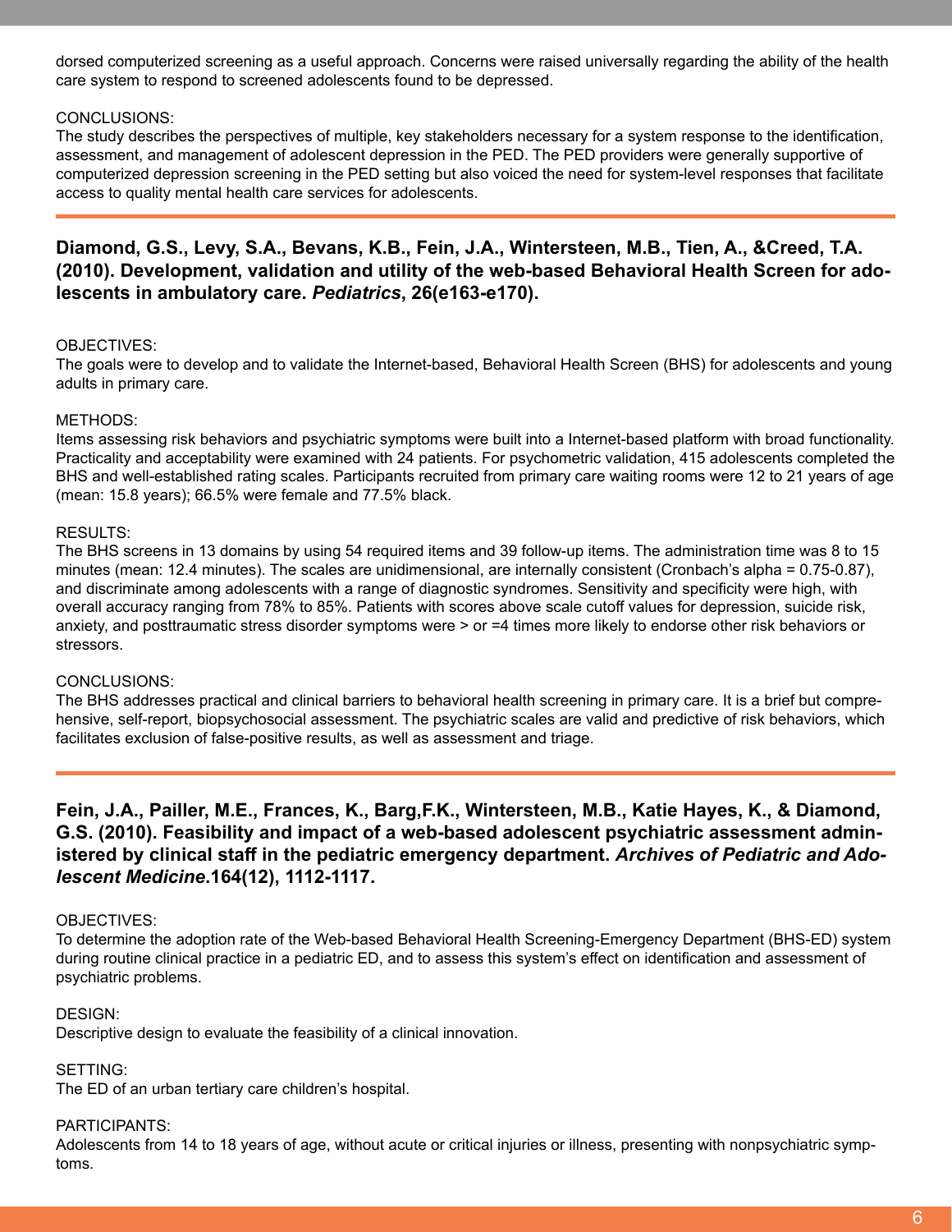dorsed computerized screening as a useful approach. Concerns were raised universally regarding the ability of the health care system to respond to screened adolescents found to be depressed.

CONCLUSIONS:
The study describes the perspectives of multiple, key stakeholders necessary for a system response to the identification, assessment, and management of adolescent depression in the PED. The PED providers were generally supportive of computerized depression screening in the PED setting but also voiced the need for system-level responses that facilitate access to quality mental health care services for adolescents.

---

### Diamond, G.S., Levy, S.A., Bevans, K.B., Fein, J.A., Wintersteen, M.B., Tien, A., &Creed, T.A. (2010). Development, validation and utility of the web-based Behavioral Health Screen for adolescents in ambulatory care. *Pediatrics*, 26(e163-e170).

OBJECTIVES:
The goals were to develop and to validate the Internet-based, Behavioral Health Screen (BHS) for adolescents and young adults in primary care.

METHODS:
Items assessing risk behaviors and psychiatric symptoms were built into a Internet-based platform with broad functionality. Practicality and acceptability were examined with 24 patients. For psychometric validation, 415 adolescents completed the BHS and well-established rating scales. Participants recruited from primary care waiting rooms were 12 to 21 years of age (mean: 15.8 years); 66.5% were female and 77.5% black.

RESULTS:
The BHS screens in 13 domains by using 54 required items and 39 follow-up items. The administration time was 8 to 15 minutes (mean: 12.4 minutes). The scales are unidimensional, are internally consistent (Cronbach's alpha = 0.75-0.87), and discriminate among adolescents with a range of diagnostic syndromes. Sensitivity and specificity were high, with overall accuracy ranging from 78% to 85%. Patients with scores above scale cutoff values for depression, suicide risk, anxiety, and posttraumatic stress disorder symptoms were > or =4 times more likely to endorse other risk behaviors or stressors.

CONCLUSIONS:
The BHS addresses practical and clinical barriers to behavioral health screening in primary care. It is a brief but comprehensive, self-report, biopsychosocial assessment. The psychiatric scales are valid and predictive of risk behaviors, which facilitates exclusion of false-positive results, as well as assessment and triage.

---

### Fein, J.A., Pailler, M.E., Frances, K., Barg,F.K., Wintersteen, M.B., Katie Hayes, K., & Diamond, G.S. (2010). Feasibility and impact of a web-based adolescent psychiatric assessment administered by clinical staff in the pediatric emergency department. *Archives of Pediatric and Adolescent Medicine.*164(12), 1112-1117.

OBJECTIVES:
To determine the adoption rate of the Web-based Behavioral Health Screening-Emergency Department (BHS-ED) system during routine clinical practice in a pediatric ED, and to assess this system's effect on identification and assessment of psychiatric problems.

DESIGN:
Descriptive design to evaluate the feasibility of a clinical innovation.

SETTING:
The ED of an urban tertiary care children's hospital.

PARTICIPANTS:
Adolescents from 14 to 18 years of age, without acute or critical injuries or illness, presenting with nonpsychiatric symptoms.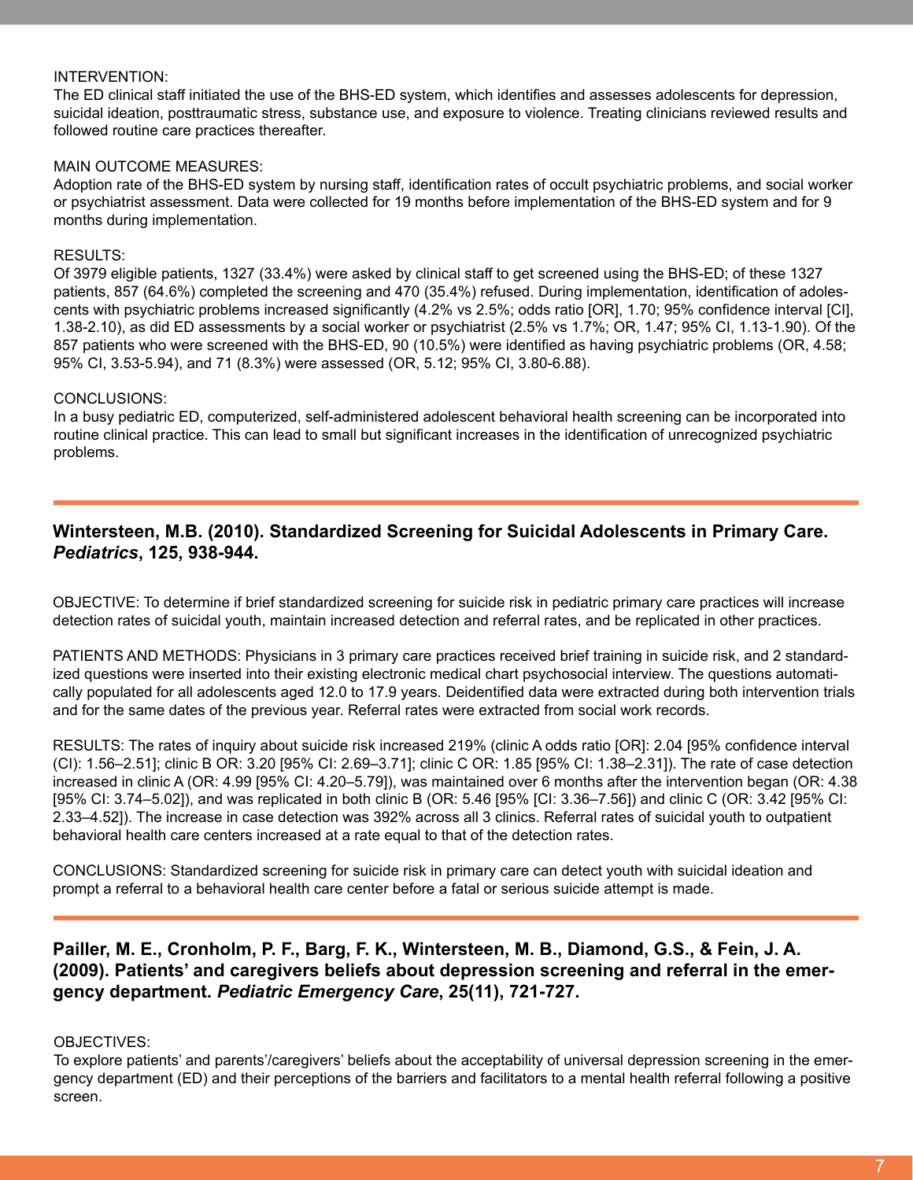INTERVENTION:
The ED clinical staff initiated the use of the BHS-ED system, which identifies and assesses adolescents for depression, suicidal ideation, posttraumatic stress, substance use, and exposure to violence. Treating clinicians reviewed results and followed routine care practices thereafter.

MAIN OUTCOME MEASURES:
Adoption rate of the BHS-ED system by nursing staff, identification rates of occult psychiatric problems, and social worker or psychiatrist assessment. Data were collected for 19 months before implementation of the BHS-ED system and for 9 months during implementation.

RESULTS:
Of 3979 eligible patients, 1327 (33.4%) were asked by clinical staff to get screened using the BHS-ED; of these 1327 patients, 857 (64.6%) completed the screening and 470 (35.4%) refused. During implementation, identification of adolescents with psychiatric problems increased significantly (4.2% vs 2.5%; odds ratio [OR], 1.70; 95% confidence interval [CI], 1.38-2.10), as did ED assessments by a social worker or psychiatrist (2.5% vs 1.7%; OR, 1.47; 95% CI, 1.13-1.90). Of the 857 patients who were screened with the BHS-ED, 90 (10.5%) were identified as having psychiatric problems (OR, 4.58; 95% CI, 3.53-5.94), and 71 (8.3%) were assessed (OR, 5.12; 95% CI, 3.80-6.88).

CONCLUSIONS:
In a busy pediatric ED, computerized, self-administered adolescent behavioral health screening can be incorporated into routine clinical practice. This can lead to small but significant increases in the identification of unrecognized psychiatric problems.

## Wintersteen, M.B. (2010). Standardized Screening for Suicidal Adolescents in Primary Care. *Pediatrics*, 125, 938-944.

OBJECTIVE: To determine if brief standardized screening for suicide risk in pediatric primary care practices will increase detection rates of suicidal youth, maintain increased detection and referral rates, and be replicated in other practices.

PATIENTS AND METHODS: Physicians in 3 primary care practices received brief training in suicide risk, and 2 standardized questions were inserted into their existing electronic medical chart psychosocial interview. The questions automatically populated for all adolescents aged 12.0 to 17.9 years. Deidentified data were extracted during both intervention trials and for the same dates of the previous year. Referral rates were extracted from social work records.

RESULTS: The rates of inquiry about suicide risk increased 219% (clinic A odds ratio [OR]: 2.04 [95% confidence interval (CI): 1.56–2.51]; clinic B OR: 3.20 [95% CI: 2.69–3.71]; clinic C OR: 1.85 [95% CI: 1.38–2.31]). The rate of case detection increased in clinic A (OR: 4.99 [95% CI: 4.20–5.79]), was maintained over 6 months after the intervention began (OR: 4.38 [95% CI: 3.74–5.02]), and was replicated in both clinic B (OR: 5.46 [95% [CI: 3.36–7.56]) and clinic C (OR: 3.42 [95% CI: 2.33–4.52]). The increase in case detection was 392% across all 3 clinics. Referral rates of suicidal youth to outpatient behavioral health care centers increased at a rate equal to that of the detection rates.

CONCLUSIONS: Standardized screening for suicide risk in primary care can detect youth with suicidal ideation and prompt a referral to a behavioral health care center before a fatal or serious suicide attempt is made.

## Pailler, M. E., Cronholm, P. F., Barg, F. K., Wintersteen, M. B., Diamond, G.S., & Fein, J. A. (2009). Patients' and caregivers beliefs about depression screening and referral in the emergency department. *Pediatric Emergency Care*, 25(11), 721-727.

OBJECTIVES:
To explore patients' and parents'/caregivers' beliefs about the acceptability of universal depression screening in the emergency department (ED) and their perceptions of the barriers and facilitators to a mental health referral following a positive screen.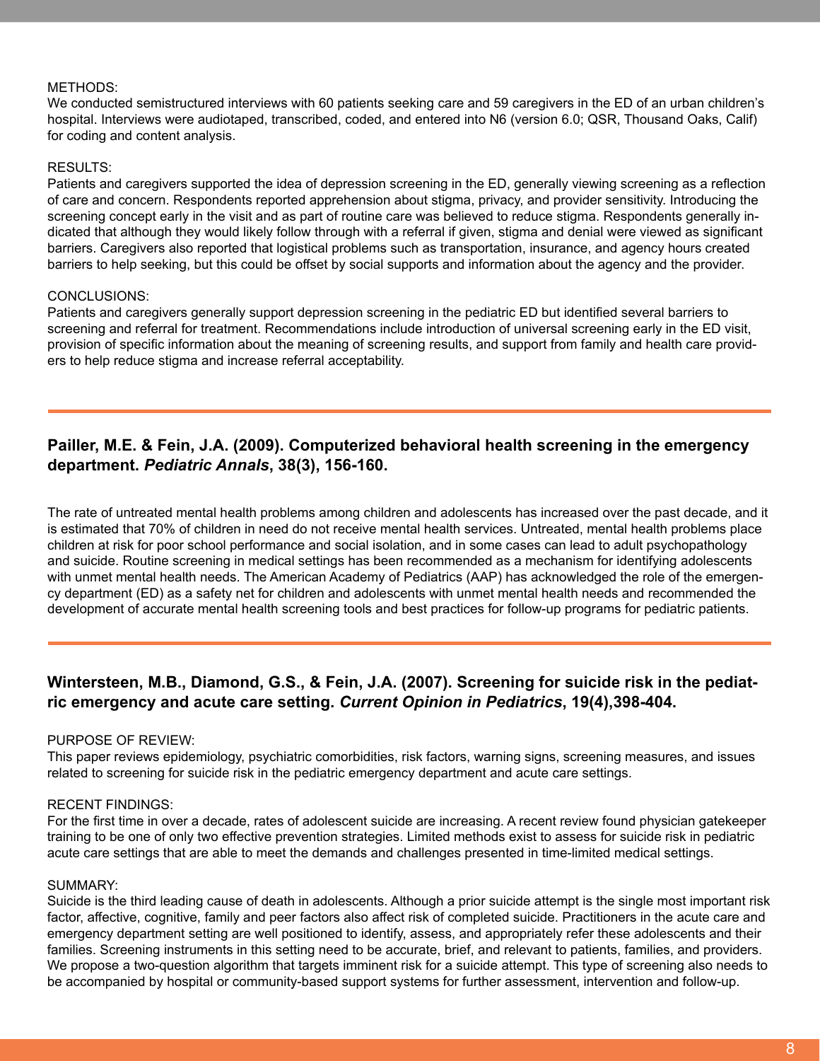METHODS:
We conducted semistructured interviews with 60 patients seeking care and 59 caregivers in the ED of an urban children's hospital. Interviews were audiotaped, transcribed, coded, and entered into N6 (version 6.0; QSR, Thousand Oaks, Calif) for coding and content analysis.

RESULTS:
Patients and caregivers supported the idea of depression screening in the ED, generally viewing screening as a reflection of care and concern. Respondents reported apprehension about stigma, privacy, and provider sensitivity. Introducing the screening concept early in the visit and as part of routine care was believed to reduce stigma. Respondents generally indicated that although they would likely follow through with a referral if given, stigma and denial were viewed as significant barriers. Caregivers also reported that logistical problems such as transportation, insurance, and agency hours created barriers to help seeking, but this could be offset by social supports and information about the agency and the provider.

CONCLUSIONS:
Patients and caregivers generally support depression screening in the pediatric ED but identified several barriers to screening and referral for treatment. Recommendations include introduction of universal screening early in the ED visit, provision of specific information about the meaning of screening results, and support from family and health care providers to help reduce stigma and increase referral acceptability.

---

### Pailler, M.E. & Fein, J.A. (2009). Computerized behavioral health screening in the emergency department. *Pediatric Annals*, 38(3), 156-160.

The rate of untreated mental health problems among children and adolescents has increased over the past decade, and it is estimated that 70% of children in need do not receive mental health services. Untreated, mental health problems place children at risk for poor school performance and social isolation, and in some cases can lead to adult psychopathology and suicide. Routine screening in medical settings has been recommended as a mechanism for identifying adolescents with unmet mental health needs. The American Academy of Pediatrics (AAP) has acknowledged the role of the emergency department (ED) as a safety net for children and adolescents with unmet mental health needs and recommended the development of accurate mental health screening tools and best practices for follow-up programs for pediatric patients.

---

### Wintersteen, M.B., Diamond, G.S., & Fein, J.A. (2007). Screening for suicide risk in the pediatric emergency and acute care setting. *Current Opinion in Pediatrics*, 19(4),398-404.

PURPOSE OF REVIEW:
This paper reviews epidemiology, psychiatric comorbidities, risk factors, warning signs, screening measures, and issues related to screening for suicide risk in the pediatric emergency department and acute care settings.

RECENT FINDINGS:
For the first time in over a decade, rates of adolescent suicide are increasing. A recent review found physician gatekeeper training to be one of only two effective prevention strategies. Limited methods exist to assess for suicide risk in pediatric acute care settings that are able to meet the demands and challenges presented in time-limited medical settings.

SUMMARY:
Suicide is the third leading cause of death in adolescents. Although a prior suicide attempt is the single most important risk factor, affective, cognitive, family and peer factors also affect risk of completed suicide. Practitioners in the acute care and emergency department setting are well positioned to identify, assess, and appropriately refer these adolescents and their families. Screening instruments in this setting need to be accurate, brief, and relevant to patients, families, and providers. We propose a two-question algorithm that targets imminent risk for a suicide attempt. This type of screening also needs to be accompanied by hospital or community-based support systems for further assessment, intervention and follow-up.